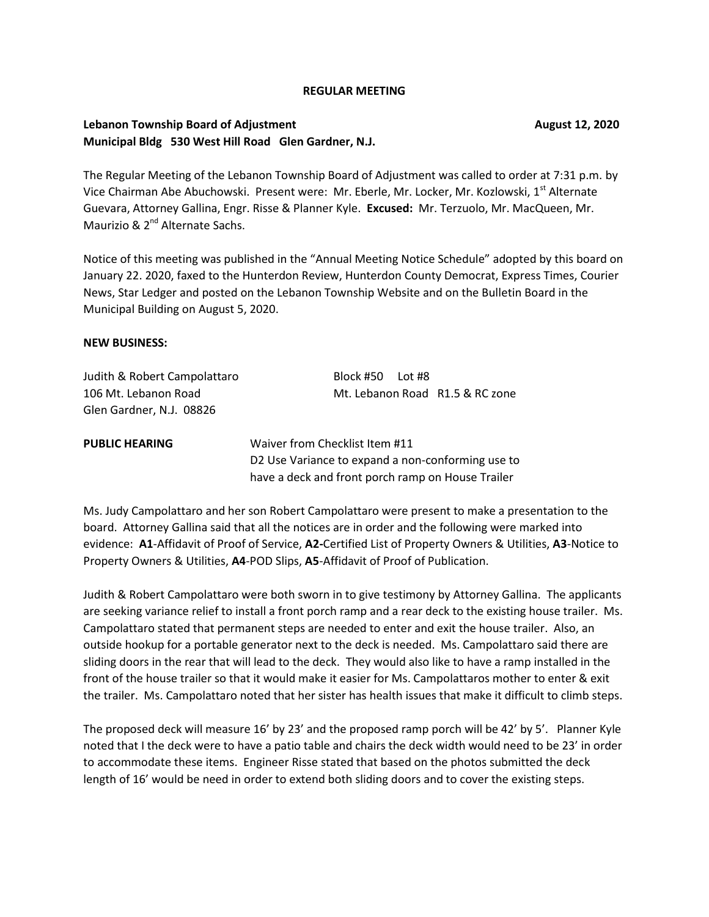**REGULAR MEETING**

**Lebanon Township Board of Adjustment** **August 12, 2020**
**Municipal Bldg 530 West Hill Road Glen Gardner, N.J.**

The Regular Meeting of the Lebanon Township Board of Adjustment was called to order at 7:31 p.m. by Vice Chairman Abe Abuchowski. Present were: Mr. Eberle, Mr. Locker, Mr. Kozlowski, 1st Alternate Guevara, Attorney Gallina, Engr. Risse & Planner Kyle. **Excused:** Mr. Terzuolo, Mr. MacQueen, Mr. Maurizio & 2nd Alternate Sachs.

Notice of this meeting was published in the "Annual Meeting Notice Schedule" adopted by this board on January 22. 2020, faxed to the Hunterdon Review, Hunterdon County Democrat, Express Times, Courier News, Star Ledger and posted on the Lebanon Township Website and on the Bulletin Board in the Municipal Building on August 5, 2020.

**NEW BUSINESS:**

Judith & Robert Campolattaro
106 Mt. Lebanon Road
Glen Gardner, N.J. 08826

Block #50 Lot #8
Mt. Lebanon Road R1.5 & RC zone

**PUBLIC HEARING**
Waiver from Checklist Item #11
D2 Use Variance to expand a non-conforming use to have a deck and front porch ramp on House Trailer

Ms. Judy Campolattaro and her son Robert Campolattaro were present to make a presentation to the board. Attorney Gallina said that all the notices are in order and the following were marked into evidence: **A1**-Affidavit of Proof of Service, **A2-**Certified List of Property Owners & Utilities, **A3**-Notice to Property Owners & Utilities, **A4**-POD Slips, **A5**-Affidavit of Proof of Publication.

Judith & Robert Campolattaro were both sworn in to give testimony by Attorney Gallina. The applicants are seeking variance relief to install a front porch ramp and a rear deck to the existing house trailer. Ms. Campolattaro stated that permanent steps are needed to enter and exit the house trailer. Also, an outside hookup for a portable generator next to the deck is needed. Ms. Campolattaro said there are sliding doors in the rear that will lead to the deck. They would also like to have a ramp installed in the front of the house trailer so that it would make it easier for Ms. Campolattaros mother to enter & exit the trailer. Ms. Campolattaro noted that her sister has health issues that make it difficult to climb steps.

The proposed deck will measure 16' by 23' and the proposed ramp porch will be 42' by 5'. Planner Kyle noted that I the deck were to have a patio table and chairs the deck width would need to be 23' in order to accommodate these items. Engineer Risse stated that based on the photos submitted the deck length of 16' would be need in order to extend both sliding doors and to cover the existing steps.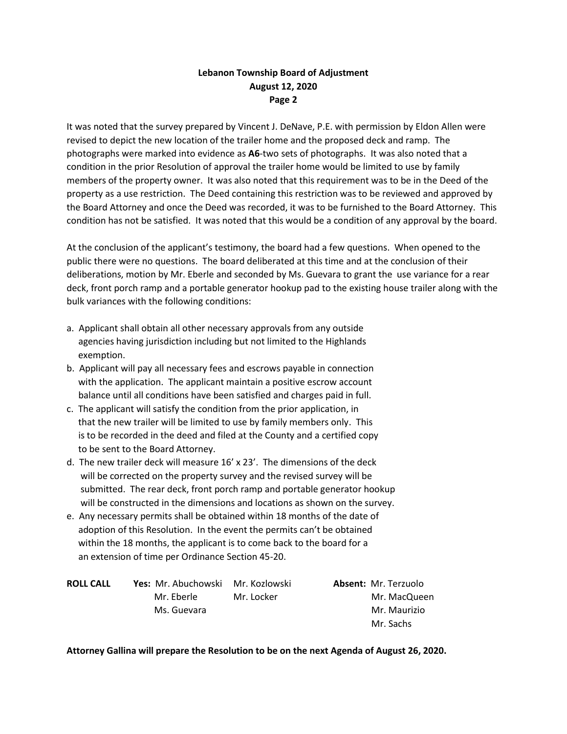It was noted that the survey prepared by Vincent J. DeNave, P.E. with permission by Eldon Allen were revised to depict the new location of the trailer home and the proposed deck and ramp. The photographs were marked into evidence as **A6**-two sets of photographs. It was also noted that a condition in the prior Resolution of approval the trailer home would be limited to use by family members of the property owner. It was also noted that this requirement was to be in the Deed of the property as a use restriction. The Deed containing this restriction was to be reviewed and approved by the Board Attorney and once the Deed was recorded, it was to be furnished to the Board Attorney. This condition has not be satisfied. It was noted that this would be a condition of any approval by the board.

At the conclusion of the applicant's testimony, the board had a few questions. When opened to the public there were no questions. The board deliberated at this time and at the conclusion of their deliberations, motion by Mr. Eberle and seconded by Ms. Guevara to grant the use variance for a rear deck, front porch ramp and a portable generator hookup pad to the existing house trailer along with the bulk variances with the following conditions:

a. Applicant shall obtain all other necessary approvals from any outside agencies having jurisdiction including but not limited to the Highlands exemption.
b. Applicant will pay all necessary fees and escrows payable in connection with the application. The applicant maintain a positive escrow account balance until all conditions have been satisfied and charges paid in full.
c. The applicant will satisfy the condition from the prior application, in that the new trailer will be limited to use by family members only. This is to be recorded in the deed and filed at the County and a certified copy to be sent to the Board Attorney.
d. The new trailer deck will measure 16' x 23'. The dimensions of the deck will be corrected on the property survey and the revised survey will be submitted. The rear deck, front porch ramp and portable generator hookup will be constructed in the dimensions and locations as shown on the survey.
e. Any necessary permits shall be obtained within 18 months of the date of adoption of this Resolution. In the event the permits can't be obtained within the 18 months, the applicant is to come back to the board for a an extension of time per Ordinance Section 45-20.

| **ROLL CALL** | **Yes:** | | **Absent:** |
|---|---|---|---|
| | Mr. Abuchowski | Mr. Kozlowski | Mr. Terzuolo |
| | Mr. Eberle | Mr. Locker | Mr. MacQueen |
| | Ms. Guevara | | Mr. Maurizio |
| | | | Mr. Sachs |

**Attorney Gallina will prepare the Resolution to be on the next Agenda of August 26, 2020.**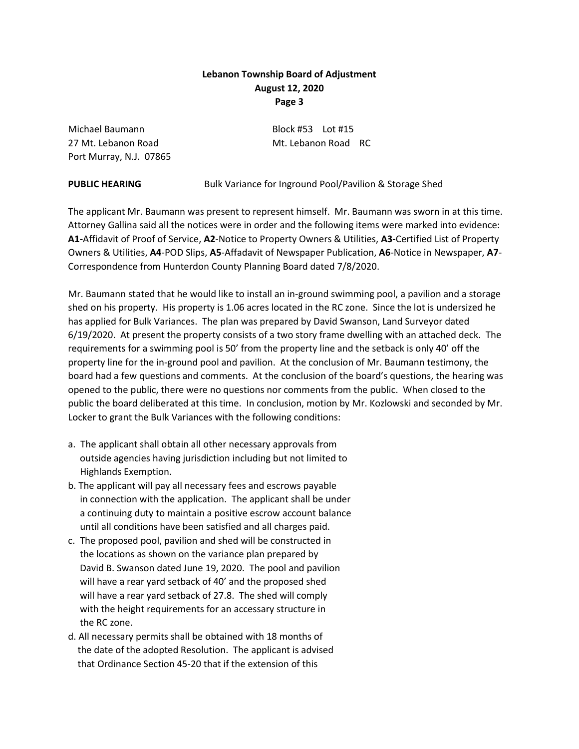Michael Baumann
27 Mt. Lebanon Road
Port Murray, N.J. 07865

Block #53 Lot #15
Mt. Lebanon Road RC

**PUBLIC HEARING** Bulk Variance for Inground Pool/Pavilion & Storage Shed

The applicant Mr. Baumann was present to represent himself. Mr. Baumann was sworn in at this time. Attorney Gallina said all the notices were in order and the following items were marked into evidence: **A1-**Affidavit of Proof of Service, **A2**-Notice to Property Owners & Utilities, **A3-**Certified List of Property Owners & Utilities, **A4**-POD Slips, **A5**-Affadavit of Newspaper Publication, **A6**-Notice in Newspaper, **A7**-Correspondence from Hunterdon County Planning Board dated 7/8/2020.

Mr. Baumann stated that he would like to install an in-ground swimming pool, a pavilion and a storage shed on his property. His property is 1.06 acres located in the RC zone. Since the lot is undersized he has applied for Bulk Variances. The plan was prepared by David Swanson, Land Surveyor dated 6/19/2020. At present the property consists of a two story frame dwelling with an attached deck. The requirements for a swimming pool is 50' from the property line and the setback is only 40' off the property line for the in-ground pool and pavilion. At the conclusion of Mr. Baumann testimony, the board had a few questions and comments. At the conclusion of the board's questions, the hearing was opened to the public, there were no questions nor comments from the public. When closed to the public the board deliberated at this time. In conclusion, motion by Mr. Kozlowski and seconded by Mr. Locker to grant the Bulk Variances with the following conditions:

a. The applicant shall obtain all other necessary approvals from outside agencies having jurisdiction including but not limited to Highlands Exemption.
b. The applicant will pay all necessary fees and escrows payable in connection with the application. The applicant shall be under a continuing duty to maintain a positive escrow account balance until all conditions have been satisfied and all charges paid.
c. The proposed pool, pavilion and shed will be constructed in the locations as shown on the variance plan prepared by David B. Swanson dated June 19, 2020. The pool and pavilion will have a rear yard setback of 40' and the proposed shed will have a rear yard setback of 27.8. The shed will comply with the height requirements for an accessary structure in the RC zone.
d. All necessary permits shall be obtained with 18 months of the date of the adopted Resolution. The applicant is advised that Ordinance Section 45-20 that if the extension of this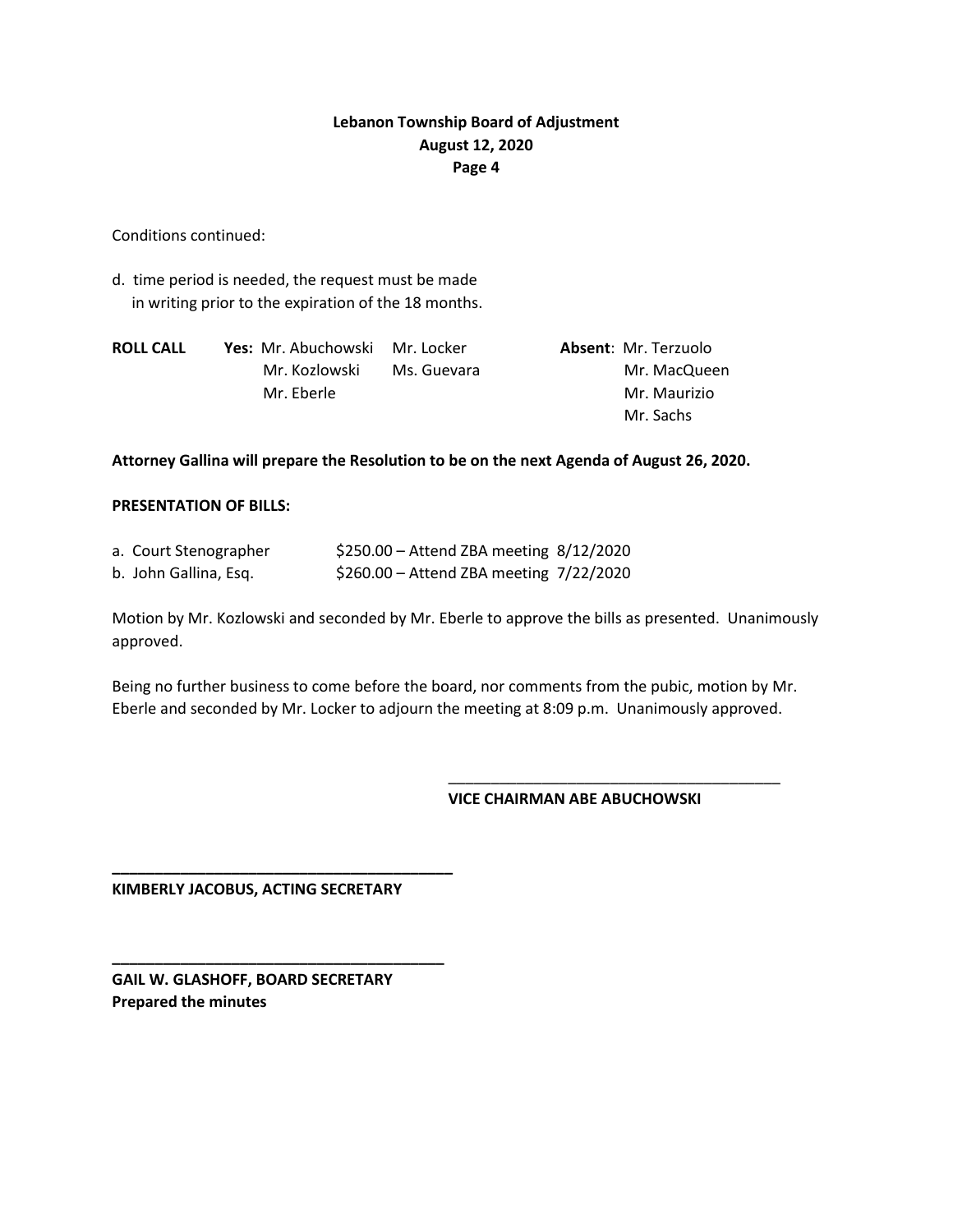Conditions continued:

d. time period is needed, the request must be made in writing prior to the expiration of the 18 months.

| | | | |
|---|---|---|---|
| **ROLL CALL** | **Yes:** Mr. Abuchowski | Mr. Locker | **Absent**: Mr. Terzuolo |
| | Mr. Kozlowski | Ms. Guevara | Mr. MacQueen |
| | Mr. Eberle | | Mr. Maurizio |
| | | | Mr. Sachs |

**Attorney Gallina will prepare the Resolution to be on the next Agenda of August 26, 2020.**

**PRESENTATION OF BILLS:**

a. Court Stenographer $250.00 – Attend ZBA meeting 8/12/2020
b. John Gallina, Esq. $260.00 – Attend ZBA meeting 7/22/2020

Motion by Mr. Kozlowski and seconded by Mr. Eberle to approve the bills as presented. Unanimously approved.

Being no further business to come before the board, nor comments from the pubic, motion by Mr. Eberle and seconded by Mr. Locker to adjourn the meeting at 8:09 p.m. Unanimously approved.

\_\_\_\_\_\_\_\_\_\_\_\_\_\_\_\_\_\_\_\_\_\_\_\_\_\_\_\_\_\_\_\_\_\_\_\_\_\_\_\_

**VICE CHAIRMAN ABE ABUCHOWSKI**

\_\_\_\_\_\_\_\_\_\_\_\_\_\_\_\_\_\_\_\_\_\_\_\_\_\_\_\_\_\_\_\_\_\_\_\_\_\_\_\_

**KIMBERLY JACOBUS, ACTING SECRETARY**

\_\_\_\_\_\_\_\_\_\_\_\_\_\_\_\_\_\_\_\_\_\_\_\_\_\_\_\_\_\_\_\_\_\_\_\_\_\_\_\_

**GAIL W. GLASHOFF, BOARD SECRETARY**
**Prepared the minutes**